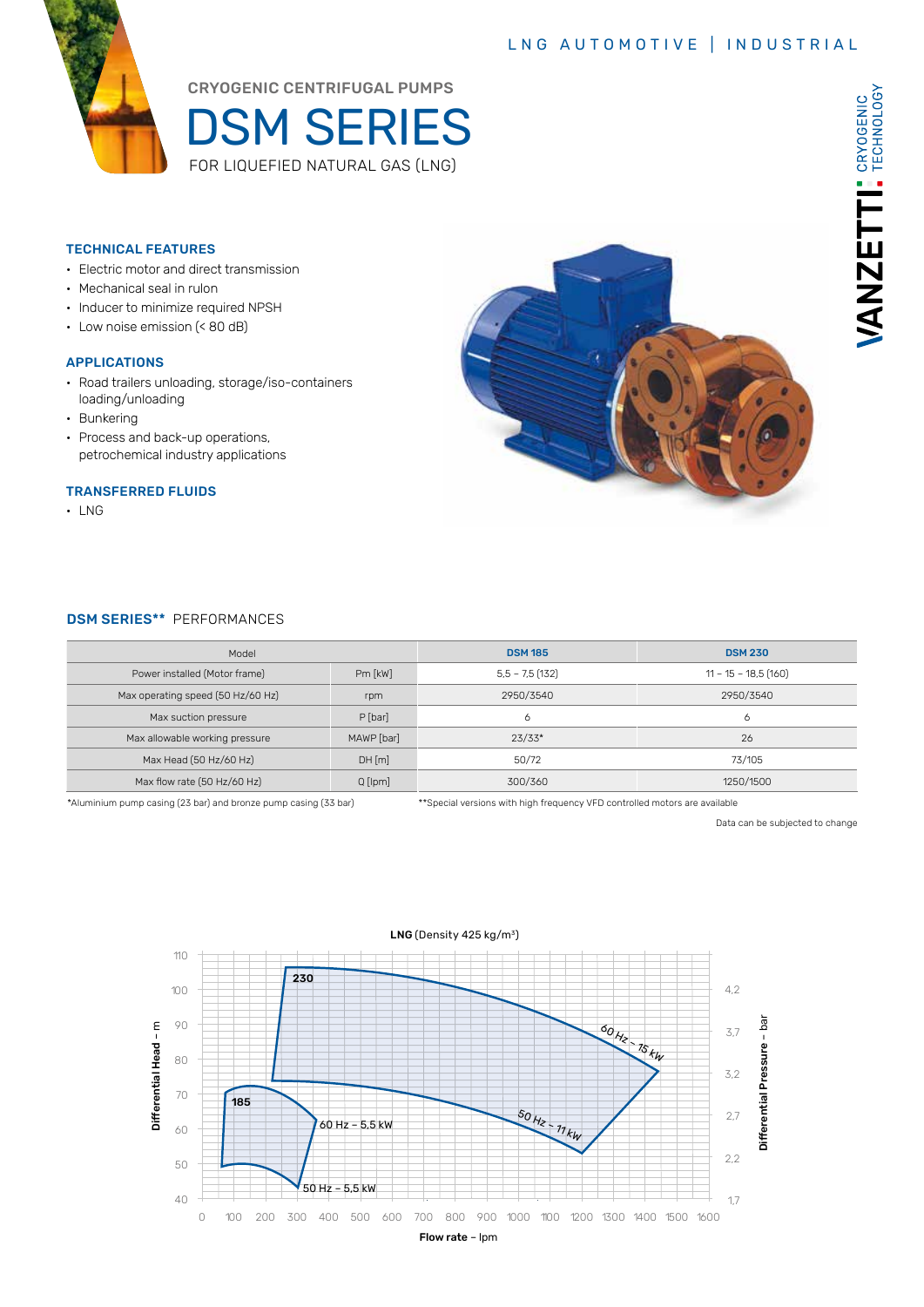LNG AUTOMOTIVE | INDUSTRIAL

CRYOGENIC CENTRIFUGAL PUMPS

# DSM SERIES

FOR LIQUEFIED NATURAL GAS (LNG)

VANZETTI CRYOGENIC TECHNOLOGY

### TECHNICAL FEATURES

- Electric motor and direct transmission
- Mechanical seal in rulon
- Inducer to minimize required NPSH
- Low noise emission (< 80 dB)

### APPLICATIONS

- Road trailers unloading, storage/iso-containers loading/unloading
- Bunkering
- Process and back-up operations, petrochemical industry applications

### TRANSFERRED FLUIDS

- LNG

### DSM SERIES** PERFORMANCES

| Model | | DSM 185 | DSM 230 |
|---|---|---|---|
| Power installed (Motor frame) | Pm [kW] | 5,5 – 7,5 (132) | 11 – 15 – 18,5 (160) |
| Max operating speed (50 Hz/60 Hz) | rpm | 2950/3540 | 2950/3540 |
| Max suction pressure | P [bar] | 6 | 6 |
| Max allowable working pressure | MAWP [bar] | 23/33* | 26 |
| Max Head (50 Hz/60 Hz) | DH [m] | 50/72 | 73/105 |
| Max flow rate (50 Hz/60 Hz) | Q [lpm] | 300/360 | 1250/1500 |

*Aluminium pump casing (23 bar) and bronze pump casing (33 bar)

**Special versions with high frequency VFD controlled motors are available

Data can be subjected to change

**LNG** (Density 425 kg/m³)

Chart: Differential Head – m (40–110) / Differential Pressure – bar (1,7–4,2) vs. **Flow rate** – lpm (0–1600). Curves: 185 (60 Hz – 5,5 kW; 50 Hz – 5,5 kW), 230 (60 Hz – 15 kW; 50 Hz – 11 kW).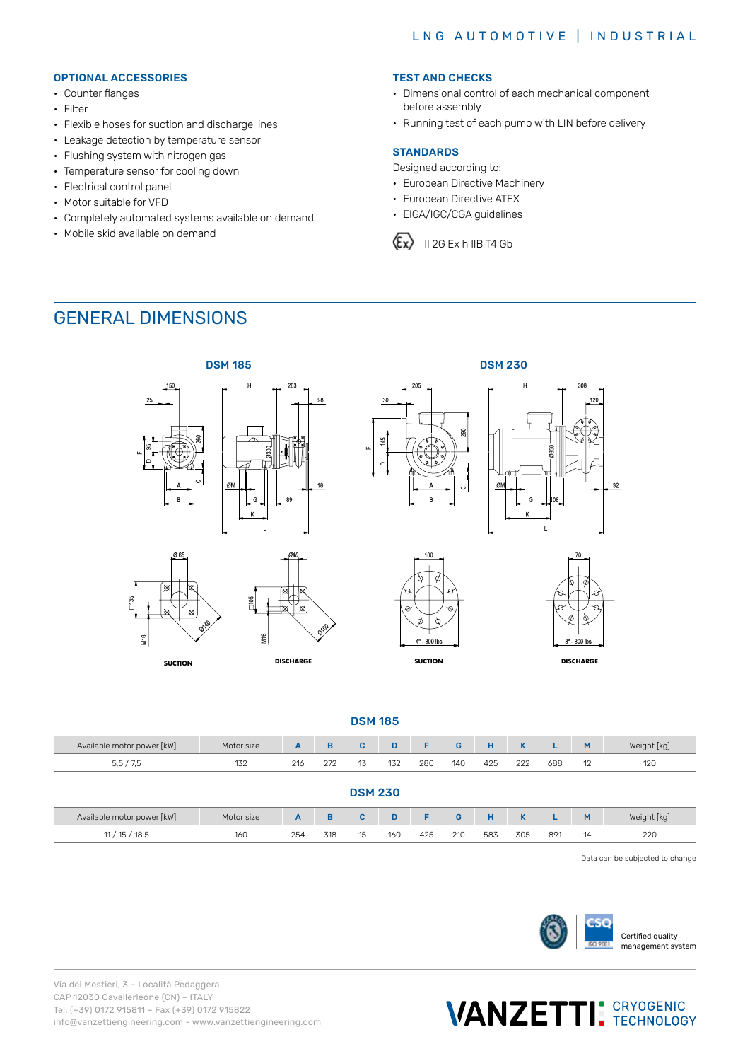### OPTIONAL ACCESSORIES

- Counter flanges
- Filter
- Flexible hoses for suction and discharge lines
- Leakage detection by temperature sensor
- Flushing system with nitrogen gas
- Temperature sensor for cooling down
- Electrical control panel
- Motor suitable for VFD
- Completely automated systems available on demand
- Mobile skid available on demand

### TEST AND CHECKS

- Dimensional control of each mechanical component before assembly
- Running test of each pump with LIN before delivery

### STANDARDS

Designed according to:

- European Directive Machinery
- European Directive ATEX
- EIGA/IGC/CGA guidelines

II 2G Ex h IIB T4 Gb

## GENERAL DIMENSIONS

**DSM 185**

**DSM 230**

SUCTION

DISCHARGE

SUCTION

DISCHARGE

**DSM 185**

| Available motor power [kW] | Motor size | A | B | C | D | F | G | H | K | L | M | Weight [kg] |
|---|---|---|---|---|---|---|---|---|---|---|---|---|
| 5,5 / 7,5 | 132 | 216 | 272 | 13 | 132 | 280 | 140 | 425 | 222 | 688 | 12 | 120 |

**DSM 230**

| Available motor power [kW] | Motor size | A | B | C | D | F | G | H | K | L | M | Weight [kg] |
|---|---|---|---|---|---|---|---|---|---|---|---|---|
| 11 / 15 / 18,5 | 160 | 254 | 318 | 15 | 160 | 425 | 210 | 583 | 305 | 891 | 14 | 220 |

Data can be subjected to change

Certified quality management system

Via dei Mestieri, 3 – Località Pedaggera
CAP 12030 Cavallerleone (CN) – ITALY
Tel. (+39) 0172 915811 – Fax (+39) 0172 915822
info@vanzettiengineering.com - www.vanzettiengineering.com

VANZETTI CRYOGENIC TECHNOLOGY